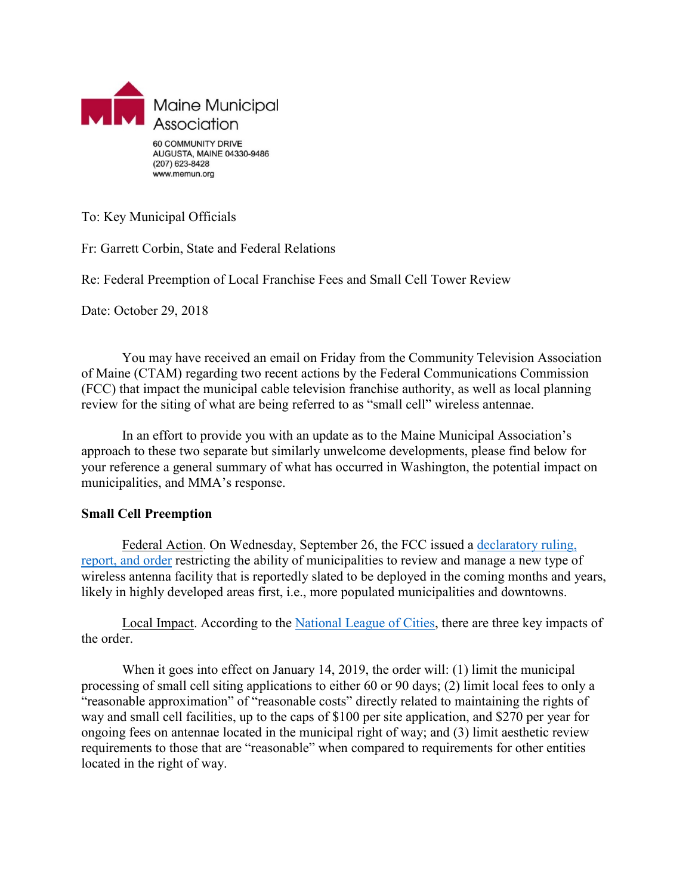Maine Municipal Association

60 COMMUNITY DRIVE
AUGUSTA, MAINE 04330-9486
(207) 623-8428
www.memun.org

To: Key Municipal Officials

Fr: Garrett Corbin, State and Federal Relations

Re: Federal Preemption of Local Franchise Fees and Small Cell Tower Review

Date: October 29, 2018

You may have received an email on Friday from the Community Television Association of Maine (CTAM) regarding two recent actions by the Federal Communications Commission (FCC) that impact the municipal cable television franchise authority, as well as local planning review for the siting of what are being referred to as "small cell" wireless antennae.

In an effort to provide you with an update as to the Maine Municipal Association's approach to these two separate but similarly unwelcome developments, please find below for your reference a general summary of what has occurred in Washington, the potential impact on municipalities, and MMA's response.

**Small Cell Preemption**

Federal Action. On Wednesday, September 26, the FCC issued a declaratory ruling, report, and order restricting the ability of municipalities to review and manage a new type of wireless antenna facility that is reportedly slated to be deployed in the coming months and years, likely in highly developed areas first, i.e., more populated municipalities and downtowns.

Local Impact. According to the National League of Cities, there are three key impacts of the order.

When it goes into effect on January 14, 2019, the order will: (1) limit the municipal processing of small cell siting applications to either 60 or 90 days; (2) limit local fees to only a "reasonable approximation" of "reasonable costs" directly related to maintaining the rights of way and small cell facilities, up to the caps of $100 per site application, and $270 per year for ongoing fees on antennae located in the municipal right of way; and (3) limit aesthetic review requirements to those that are "reasonable" when compared to requirements for other entities located in the right of way.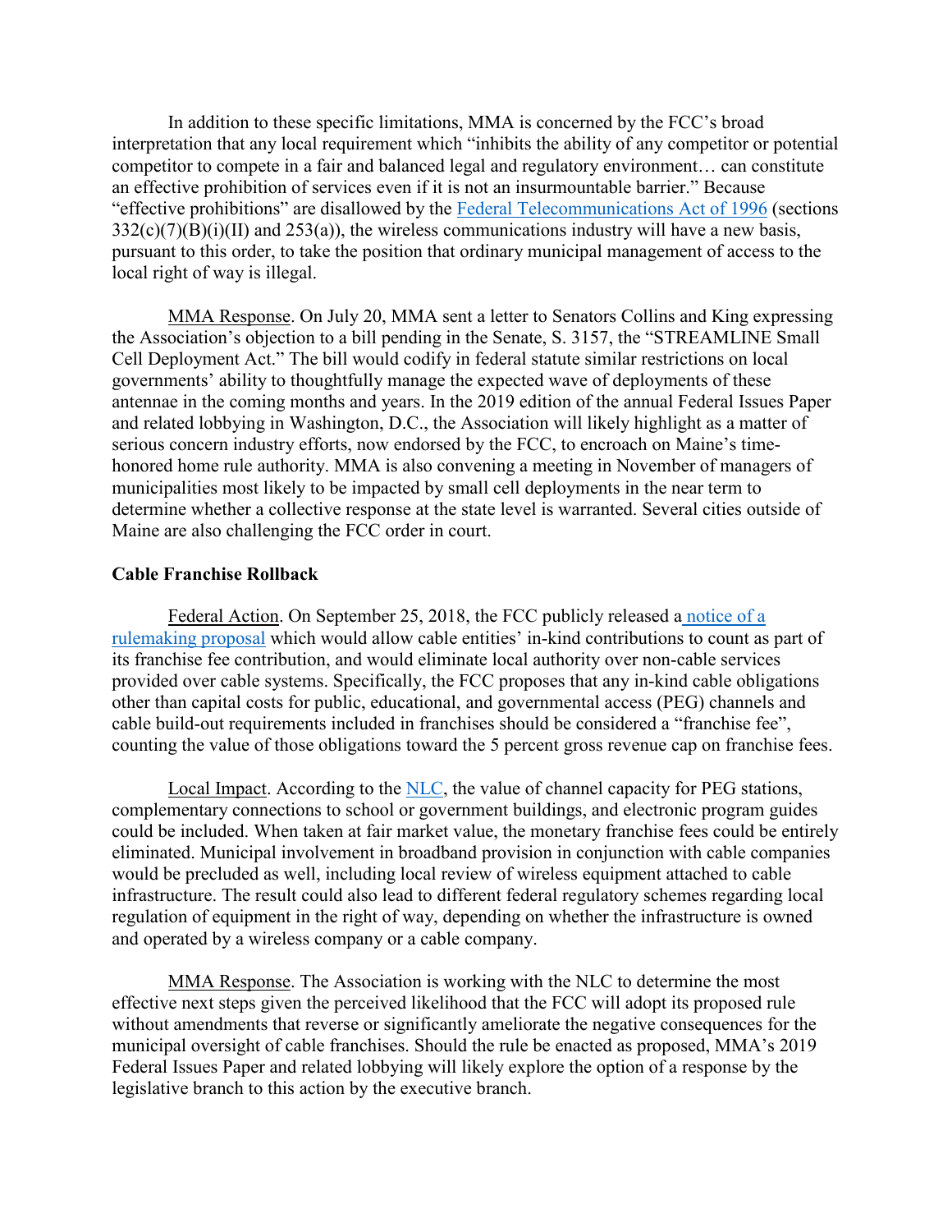In addition to these specific limitations, MMA is concerned by the FCC's broad interpretation that any local requirement which "inhibits the ability of any competitor or potential competitor to compete in a fair and balanced legal and regulatory environment… can constitute an effective prohibition of services even if it is not an insurmountable barrier." Because "effective prohibitions" are disallowed by the Federal Telecommunications Act of 1996 (sections 332(c)(7)(B)(i)(II) and 253(a)), the wireless communications industry will have a new basis, pursuant to this order, to take the position that ordinary municipal management of access to the local right of way is illegal.

MMA Response. On July 20, MMA sent a letter to Senators Collins and King expressing the Association's objection to a bill pending in the Senate, S. 3157, the "STREAMLINE Small Cell Deployment Act." The bill would codify in federal statute similar restrictions on local governments' ability to thoughtfully manage the expected wave of deployments of these antennae in the coming months and years. In the 2019 edition of the annual Federal Issues Paper and related lobbying in Washington, D.C., the Association will likely highlight as a matter of serious concern industry efforts, now endorsed by the FCC, to encroach on Maine's time-honored home rule authority. MMA is also convening a meeting in November of managers of municipalities most likely to be impacted by small cell deployments in the near term to determine whether a collective response at the state level is warranted. Several cities outside of Maine are also challenging the FCC order in court.

**Cable Franchise Rollback**

Federal Action. On September 25, 2018, the FCC publicly released a notice of a rulemaking proposal which would allow cable entities' in-kind contributions to count as part of its franchise fee contribution, and would eliminate local authority over non-cable services provided over cable systems. Specifically, the FCC proposes that any in-kind cable obligations other than capital costs for public, educational, and governmental access (PEG) channels and cable build-out requirements included in franchises should be considered a "franchise fee", counting the value of those obligations toward the 5 percent gross revenue cap on franchise fees.

Local Impact. According to the NLC, the value of channel capacity for PEG stations, complementary connections to school or government buildings, and electronic program guides could be included. When taken at fair market value, the monetary franchise fees could be entirely eliminated. Municipal involvement in broadband provision in conjunction with cable companies would be precluded as well, including local review of wireless equipment attached to cable infrastructure. The result could also lead to different federal regulatory schemes regarding local regulation of equipment in the right of way, depending on whether the infrastructure is owned and operated by a wireless company or a cable company.

MMA Response. The Association is working with the NLC to determine the most effective next steps given the perceived likelihood that the FCC will adopt its proposed rule without amendments that reverse or significantly ameliorate the negative consequences for the municipal oversight of cable franchises. Should the rule be enacted as proposed, MMA's 2019 Federal Issues Paper and related lobbying will likely explore the option of a response by the legislative branch to this action by the executive branch.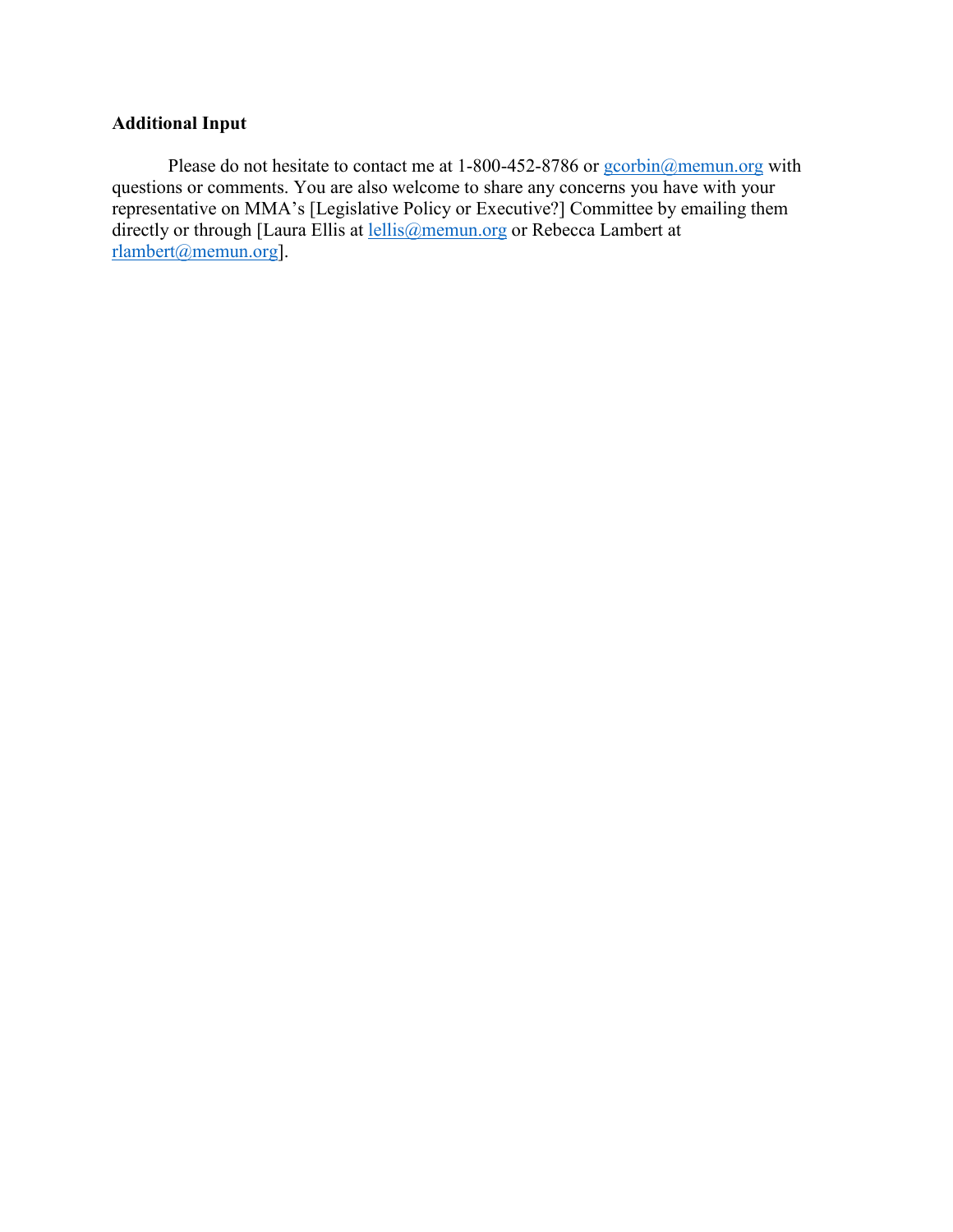**Additional Input**

Please do not hesitate to contact me at 1-800-452-8786 or gcorbin@memun.org with questions or comments. You are also welcome to share any concerns you have with your representative on MMA's [Legislative Policy or Executive?] Committee by emailing them directly or through [Laura Ellis at lellis@memun.org or Rebecca Lambert at rlambert@memun.org].